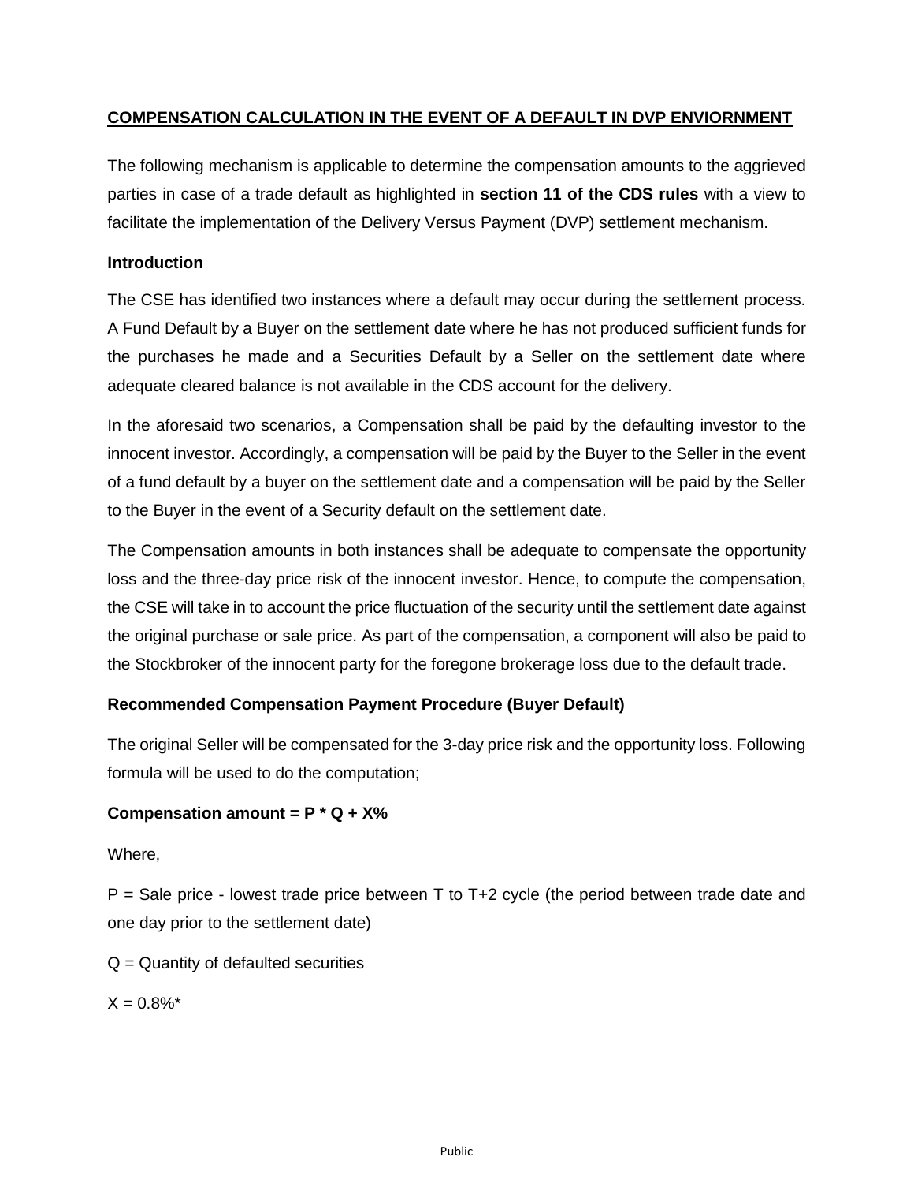# COMPENSATION CALCULATION IN THE EVENT OF A DEFAULT IN DVP ENVIORNMENT

The following mechanism is applicable to determine the compensation amounts to the aggrieved parties in case of a trade default as highlighted in **section 11 of the CDS rules** with a view to facilitate the implementation of the Delivery Versus Payment (DVP) settlement mechanism.

### Introduction

The CSE has identified two instances where a default may occur during the settlement process. A Fund Default by a Buyer on the settlement date where he has not produced sufficient funds for the purchases he made and a Securities Default by a Seller on the settlement date where adequate cleared balance is not available in the CDS account for the delivery.

In the aforesaid two scenarios, a Compensation shall be paid by the defaulting investor to the innocent investor. Accordingly, a compensation will be paid by the Buyer to the Seller in the event of a fund default by a buyer on the settlement date and a compensation will be paid by the Seller to the Buyer in the event of a Security default on the settlement date.

The Compensation amounts in both instances shall be adequate to compensate the opportunity loss and the three-day price risk of the innocent investor. Hence, to compute the compensation, the CSE will take in to account the price fluctuation of the security until the settlement date against the original purchase or sale price. As part of the compensation, a component will also be paid to the Stockbroker of the innocent party for the foregone brokerage loss due to the default trade.

### Recommended Compensation Payment Procedure (Buyer Default)

The original Seller will be compensated for the 3-day price risk and the opportunity loss. Following formula will be used to do the computation;

**Compensation amount = $P * Q + X\%$**

Where,

$P$ = Sale price - lowest trade price between T to T+2 cycle (the period between trade date and one day prior to the settlement date)

$Q$ = Quantity of defaulted securities

$X = 0.8\%$*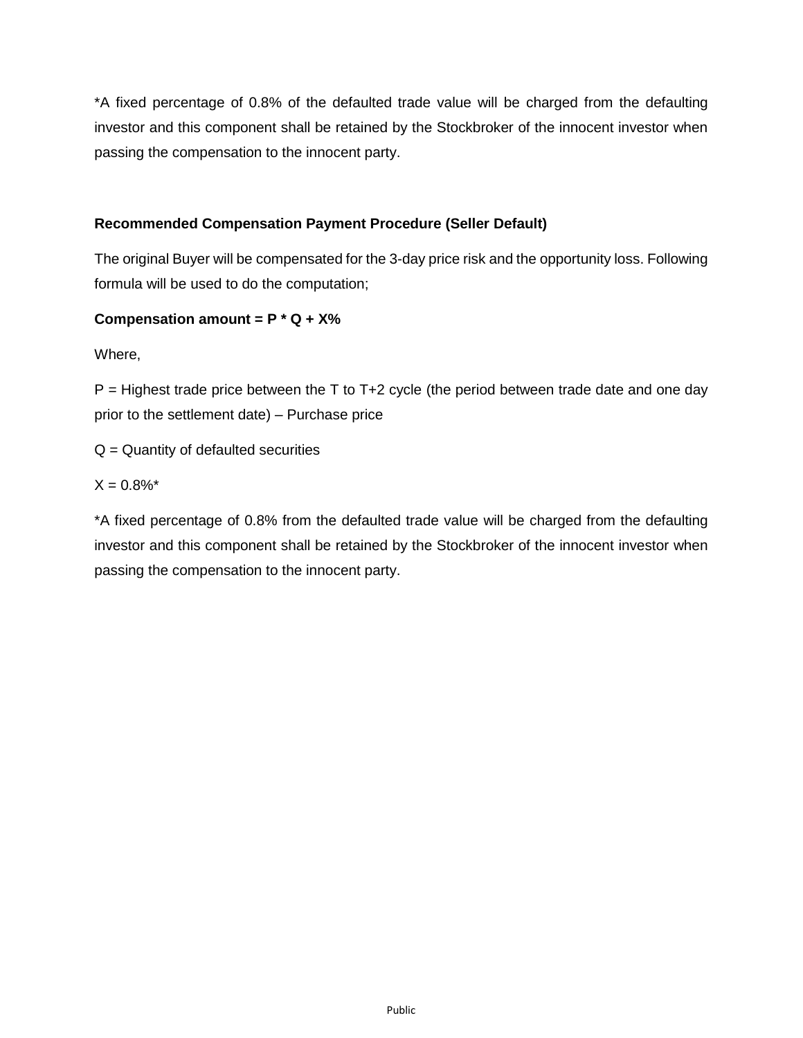*A fixed percentage of 0.8% of the defaulted trade value will be charged from the defaulting investor and this component shall be retained by the Stockbroker of the innocent investor when passing the compensation to the innocent party.

**Recommended Compensation Payment Procedure (Seller Default)**

The original Buyer will be compensated for the 3-day price risk and the opportunity loss. Following formula will be used to do the computation;

**Compensation amount = P * Q + X%**

Where,

P = Highest trade price between the T to T+2 cycle (the period between trade date and one day prior to the settlement date) – Purchase price

Q = Quantity of defaulted securities

X = 0.8%*

*A fixed percentage of 0.8% from the defaulted trade value will be charged from the defaulting investor and this component shall be retained by the Stockbroker of the innocent investor when passing the compensation to the innocent party.